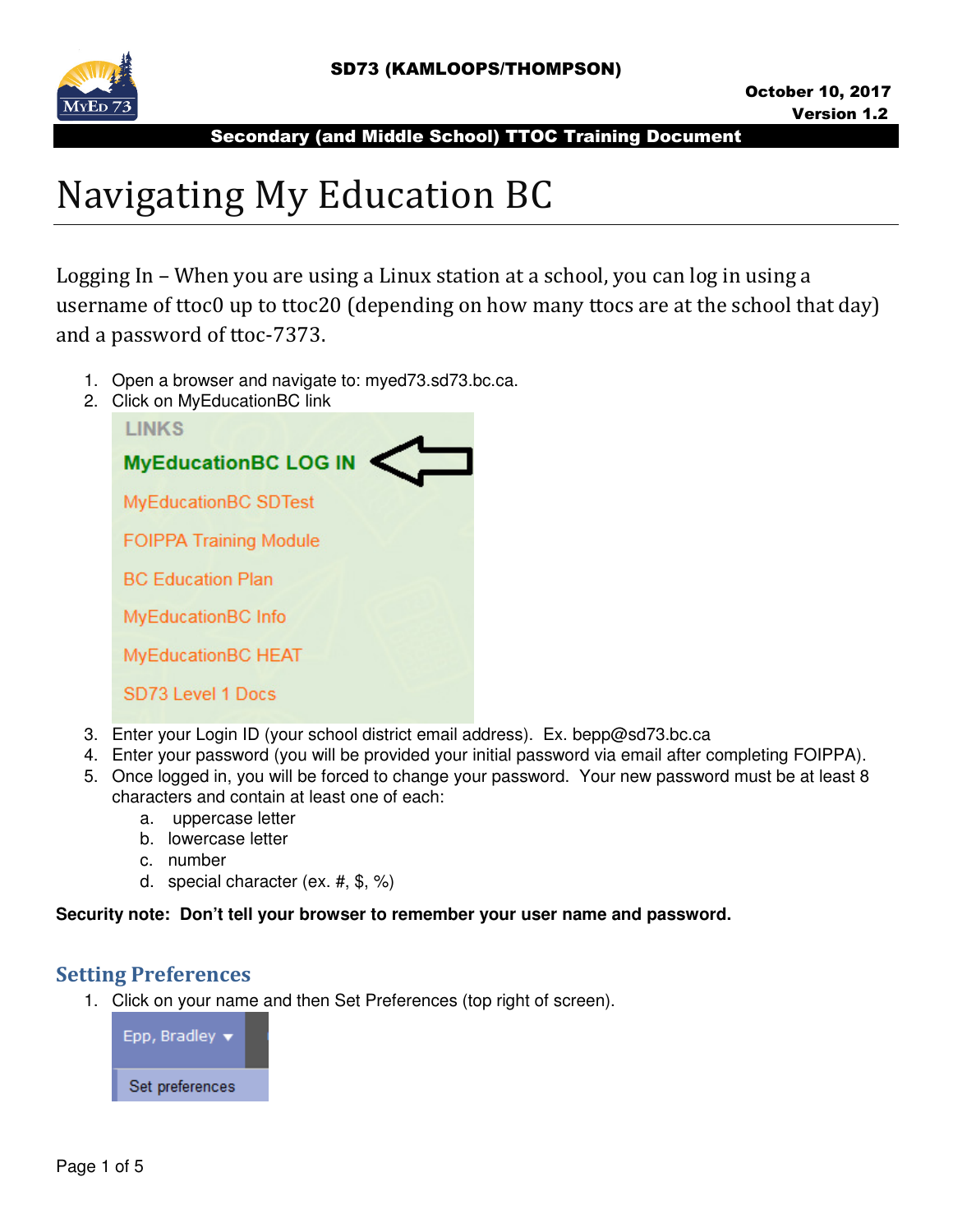SD73 (KAMLOOPS/THOMPSON)

October 10, 2017
Version 1.2

**Secondary (and Middle School) TTOC Training Document**

# Navigating My Education BC

Logging In – When you are using a Linux station at a school, you can log in using a username of ttoc0 up to ttoc20 (depending on how many ttocs are at the school that day) and a password of ttoc-7373.

1. Open a browser and navigate to: myed73.sd73.bc.ca.
2. Click on MyEducationBC link

   LINKS
   MyEducationBC LOG IN
   MyEducationBC SDTest
   FOIPPA Training Module
   BC Education Plan
   MyEducationBC Info
   MyEducationBC HEAT
   SD73 Level 1 Docs

3. Enter your Login ID (your school district email address). Ex. bepp@sd73.bc.ca
4. Enter your password (you will be provided your initial password via email after completing FOIPPA).
5. Once logged in, you will be forced to change your password. Your new password must be at least 8 characters and contain at least one of each:
   a. uppercase letter
   b. lowercase letter
   c. number
   d. special character (ex. #, $, %)

**Security note: Don't tell your browser to remember your user name and password.**

## Setting Preferences

1. Click on your name and then Set Preferences (top right of screen).

   Epp, Bradley
   Set preferences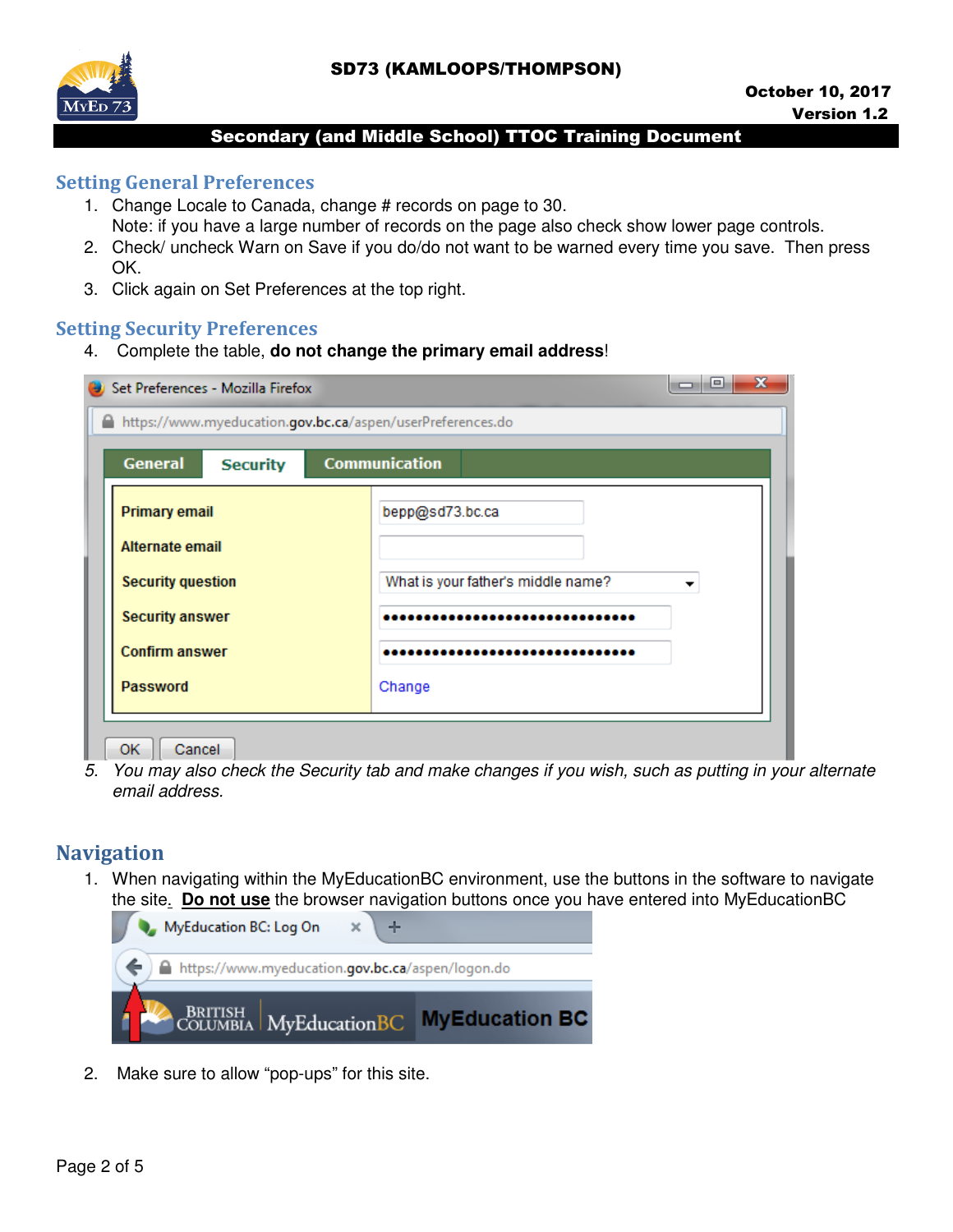## Setting General Preferences

1. Change Locale to Canada, change # records on page to 30.
   Note: if you have a large number of records on the page also check show lower page controls.
2. Check/ uncheck Warn on Save if you do/do not want to be warned every time you save. Then press OK.
3. Click again on Set Preferences at the top right.

## Setting Security Preferences

4. Complete the table, **do not change the primary email address**!

5. *You may also check the Security tab and make changes if you wish, such as putting in your alternate email address.*

## Navigation

1. When navigating within the MyEducationBC environment, use the buttons in the software to navigate the site. **Do not use** the browser navigation buttons once you have entered into MyEducationBC

2. Make sure to allow "pop-ups" for this site.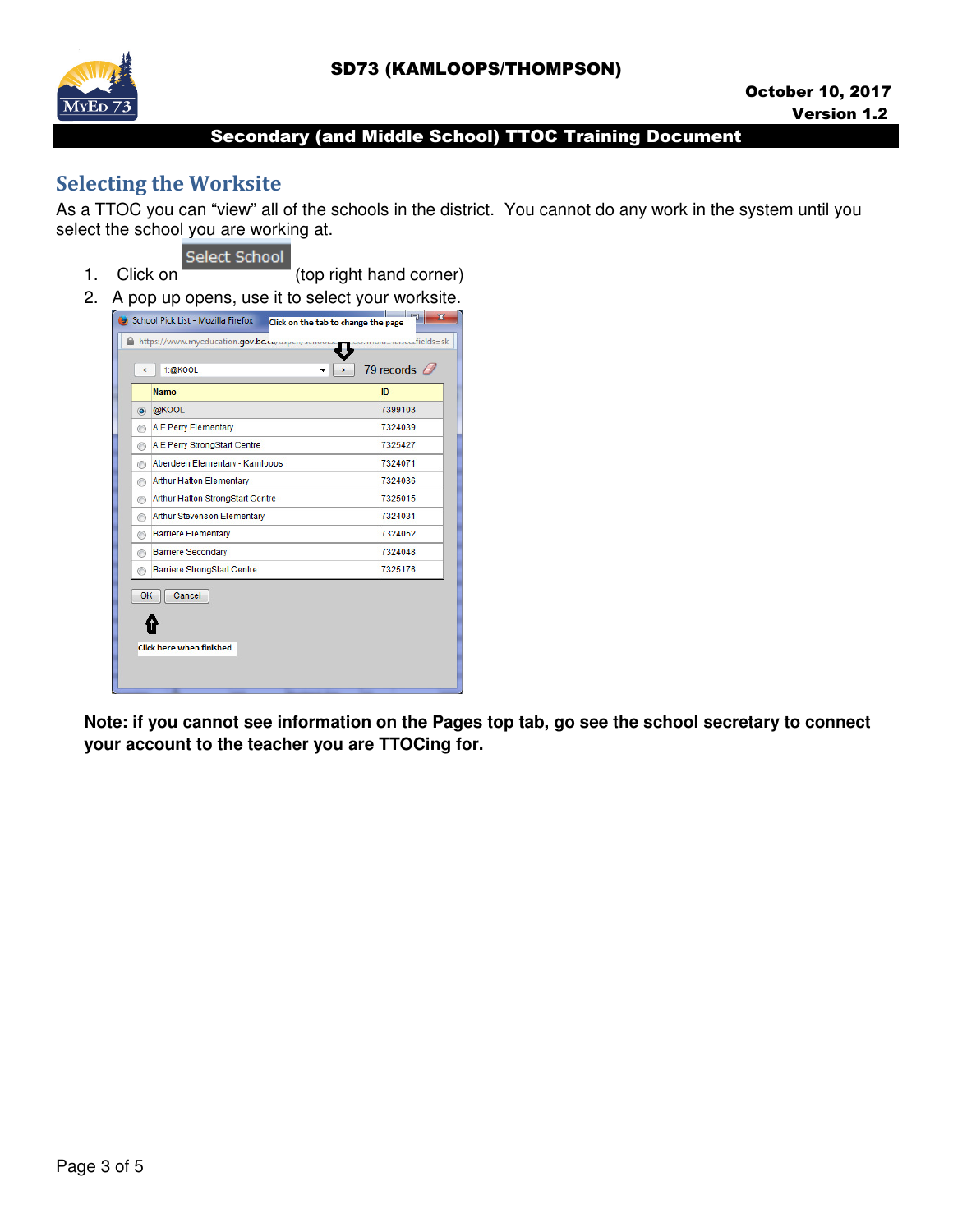## Selecting the Worksite

As a TTOC you can "view" all of the schools in the district. You cannot do any work in the system until you select the school you are working at.

1. Click on Select School (top right hand corner)
2. A pop up opens, use it to select your worksite.

**Note: if you cannot see information on the Pages top tab, go see the school secretary to connect your account to the teacher you are TTOCing for.**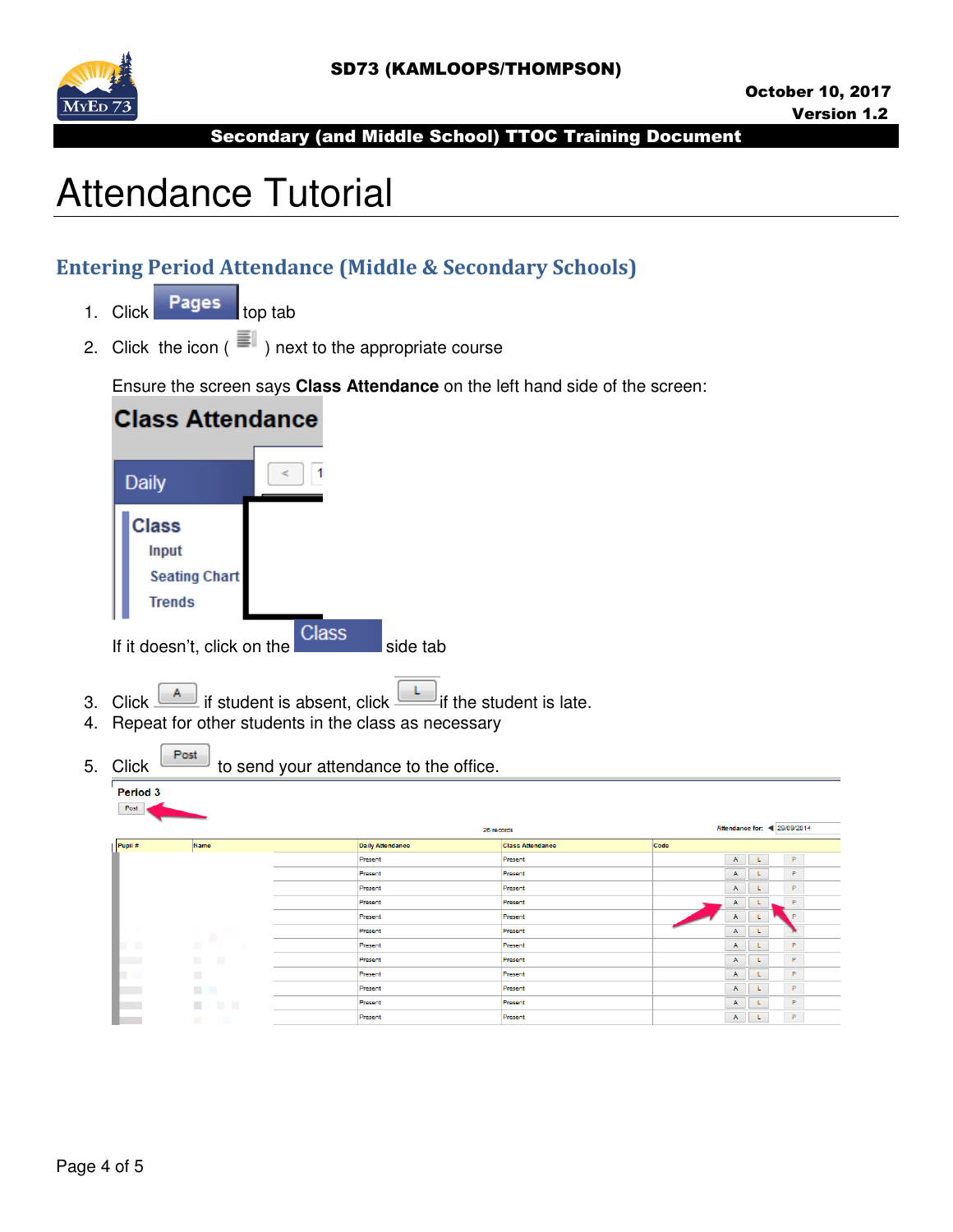# Attendance Tutorial

## Entering Period Attendance (Middle & Secondary Schools)

1. Click Pages top tab
2. Click the icon ( ) next to the appropriate course

   Ensure the screen says **Class Attendance** on the left hand side of the screen:

   If it doesn't, click on the Class side tab

3. Click A if student is absent, click L if the student is late.
4. Repeat for other students in the class as necessary
5. Click Post to send your attendance to the office.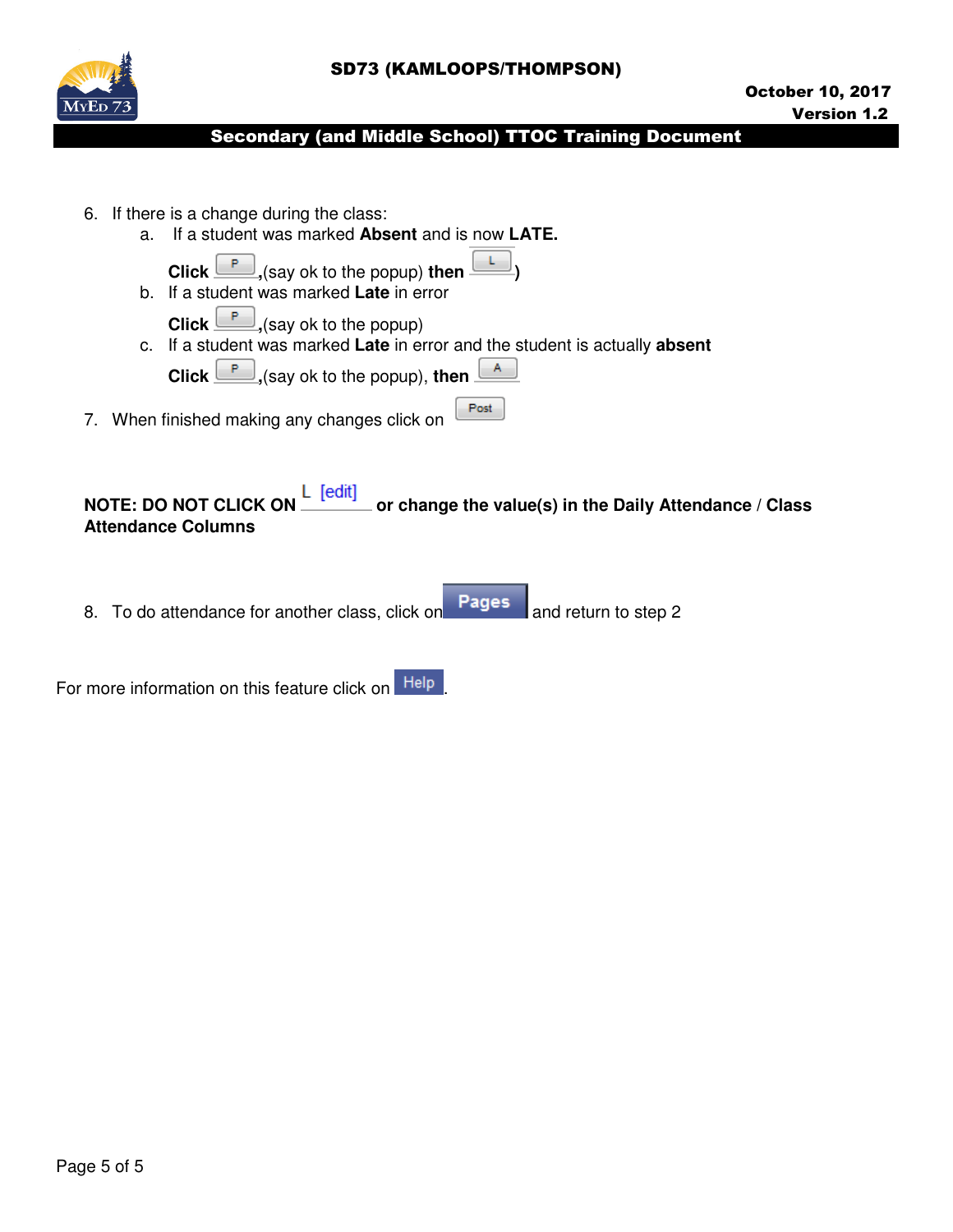6. If there is a change during the class:
   a. If a student was marked **Absent** and is now **LATE.**

      **Click** P ,(say ok to the popup) **then** L )
   b. If a student was marked **Late** in error

      **Click** P ,(say ok to the popup)
   c. If a student was marked **Late** in error and the student is actually **absent**

      **Click** P ,(say ok to the popup), **then** A
7. When finished making any changes click on Post

**NOTE: DO NOT CLICK ON** L [edit] **or change the value(s) in the Daily Attendance / Class Attendance Columns**

8. To do attendance for another class, click on Pages and return to step 2

For more information on this feature click on Help.